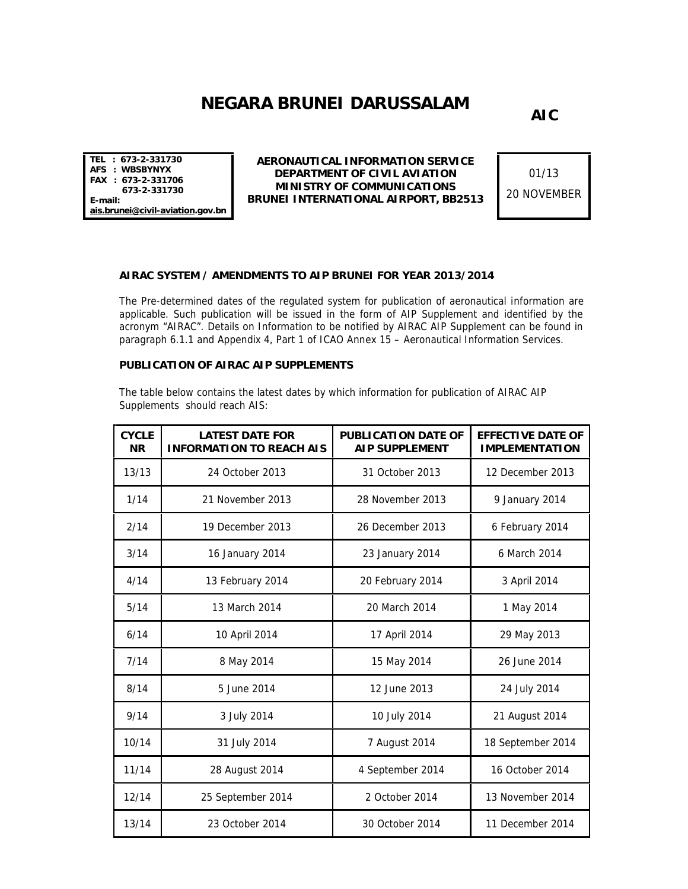# NEGARA BRUNEI DARUSSALAM

**AIC**

| TEL : 673-2-331730<br>AFS : WBSBYNYX<br>FAX : 673-2-331706<br>673-2-331730<br>E-mail:<br>ais.brunei@civil-aviation.gov.bn | **AERONAUTICAL INFORMATION SERVICE**<br>**DEPARTMENT OF CIVIL AVIATION**<br>**MINISTRY OF COMMUNICATIONS**<br>**BRUNEI INTERNATIONAL AIRPORT, BB2513** | 01/13<br>20 NOVEMBER |
|---|---|---|

**AIRAC SYSTEM / AMENDMENTS TO AIP BRUNEI FOR YEAR 2013/2014**

The Pre-determined dates of the regulated system for publication of aeronautical information are applicable. Such publication will be issued in the form of AIP Supplement and identified by the acronym "AIRAC". Details on Information to be notified by AIRAC AIP Supplement can be found in paragraph 6.1.1 and Appendix 4, Part 1 of ICAO Annex 15 – Aeronautical Information Services.

**PUBLICATION OF AIRAC AIP SUPPLEMENTS**

The table below contains the latest dates by which information for publication of AIRAC AIP Supplements should reach AIS:

| CYCLE NR | LATEST DATE FOR INFORMATION TO REACH AIS | PUBLICATION DATE OF AIP SUPPLEMENT | EFFECTIVE DATE OF IMPLEMENTATION |
|---|---|---|---|
| 13/13 | 24 October 2013 | 31 October 2013 | 12 December 2013 |
| 1/14 | 21 November 2013 | 28 November 2013 | 9 January 2014 |
| 2/14 | 19 December 2013 | 26 December 2013 | 6 February 2014 |
| 3/14 | 16 January 2014 | 23 January 2014 | 6 March 2014 |
| 4/14 | 13 February 2014 | 20 February 2014 | 3 April 2014 |
| 5/14 | 13 March 2014 | 20 March 2014 | 1 May 2014 |
| 6/14 | 10 April 2014 | 17 April 2014 | 29 May 2013 |
| 7/14 | 8 May 2014 | 15 May 2014 | 26 June 2014 |
| 8/14 | 5 June 2014 | 12 June 2013 | 24 July 2014 |
| 9/14 | 3 July 2014 | 10 July 2014 | 21 August 2014 |
| 10/14 | 31 July 2014 | 7 August 2014 | 18 September 2014 |
| 11/14 | 28 August 2014 | 4 September 2014 | 16 October 2014 |
| 12/14 | 25 September 2014 | 2 October 2014 | 13 November 2014 |
| 13/14 | 23 October 2014 | 30 October 2014 | 11 December 2014 |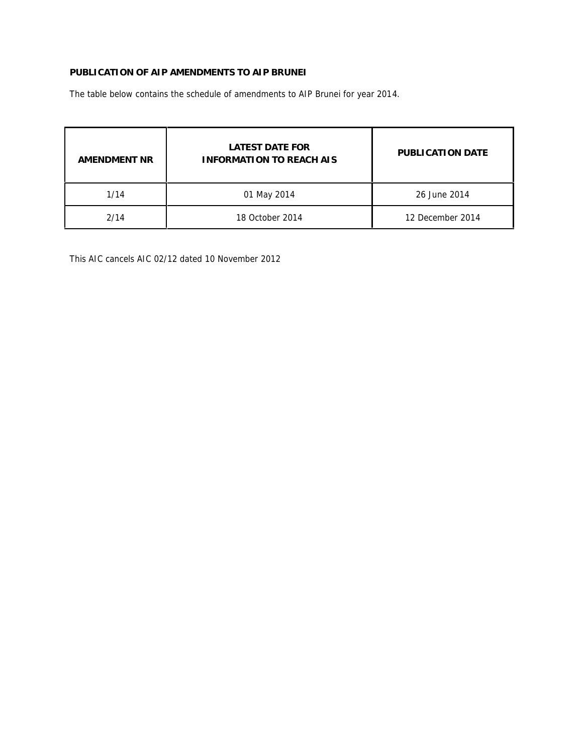**PUBLICATION OF AIP AMENDMENTS TO AIP BRUNEI**

The table below contains the schedule of amendments to AIP Brunei for year 2014.

| AMENDMENT NR | LATEST DATE FOR INFORMATION TO REACH AIS | PUBLICATION DATE |
|---|---|---|
| 1/14 | 01 May 2014 | 26 June 2014 |
| 2/14 | 18 October 2014 | 12 December 2014 |

This AIC cancels AIC 02/12 dated 10 November 2012